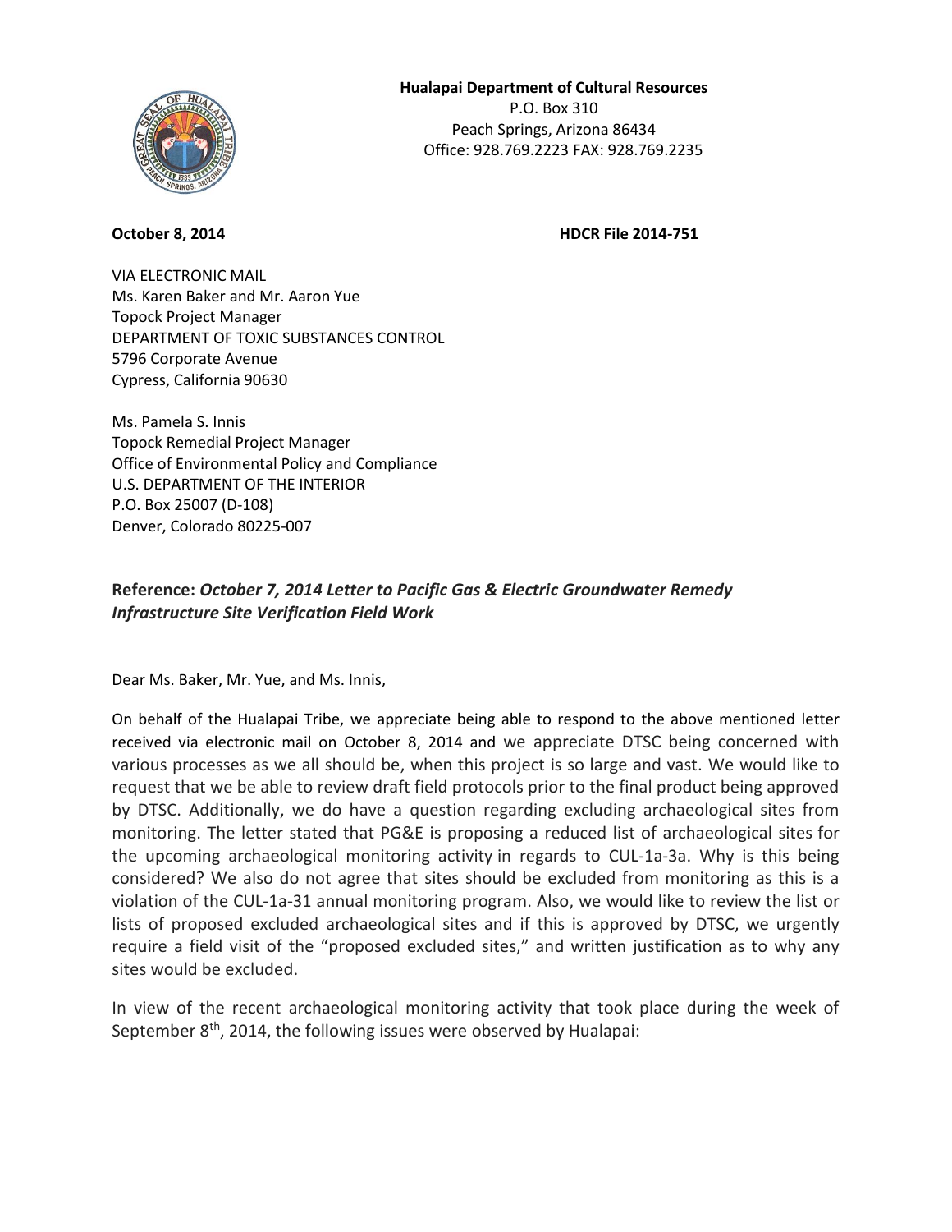**Hualapai Department of Cultural Resources**
P.O. Box 310
Peach Springs, Arizona 86434
Office: 928.769.2223 FAX: 928.769.2235

**October 8, 2014** **HDCR File 2014-751**

VIA ELECTRONIC MAIL
Ms. Karen Baker and Mr. Aaron Yue
Topock Project Manager
DEPARTMENT OF TOXIC SUBSTANCES CONTROL
5796 Corporate Avenue
Cypress, California 90630

Ms. Pamela S. Innis
Topock Remedial Project Manager
Office of Environmental Policy and Compliance
U.S. DEPARTMENT OF THE INTERIOR
P.O. Box 25007 (D-108)
Denver, Colorado 80225-007

**Reference:** ***October 7, 2014 Letter to Pacific Gas & Electric Groundwater Remedy Infrastructure Site Verification Field Work***

Dear Ms. Baker, Mr. Yue, and Ms. Innis,

On behalf of the Hualapai Tribe, we appreciate being able to respond to the above mentioned letter received via electronic mail on October 8, 2014 and we appreciate DTSC being concerned with various processes as we all should be, when this project is so large and vast. We would like to request that we be able to review draft field protocols prior to the final product being approved by DTSC. Additionally, we do have a question regarding excluding archaeological sites from monitoring. The letter stated that PG&E is proposing a reduced list of archaeological sites for the upcoming archaeological monitoring activity in regards to CUL-1a-3a. Why is this being considered? We also do not agree that sites should be excluded from monitoring as this is a violation of the CUL-1a-31 annual monitoring program. Also, we would like to review the list or lists of proposed excluded archaeological sites and if this is approved by DTSC, we urgently require a field visit of the "proposed excluded sites," and written justification as to why any sites would be excluded.

In view of the recent archaeological monitoring activity that took place during the week of September 8th, 2014, the following issues were observed by Hualapai: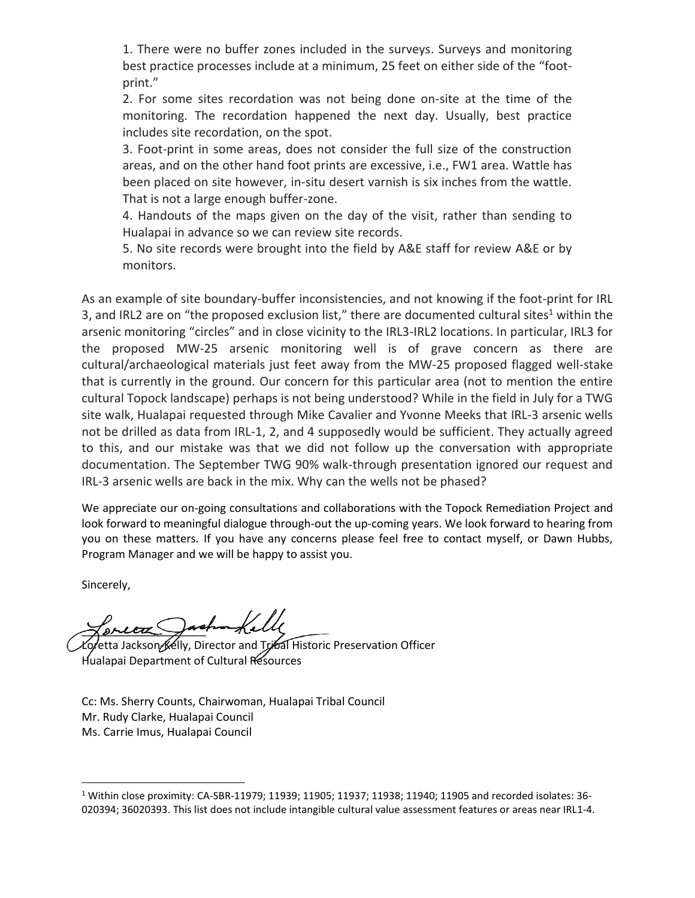1. There were no buffer zones included in the surveys. Surveys and monitoring best practice processes include at a minimum, 25 feet on either side of the "foot-print."
2. For some sites recordation was not being done on-site at the time of the monitoring. The recordation happened the next day. Usually, best practice includes site recordation, on the spot.
3. Foot-print in some areas, does not consider the full size of the construction areas, and on the other hand foot prints are excessive, i.e., FW1 area. Wattle has been placed on site however, in-situ desert varnish is six inches from the wattle. That is not a large enough buffer-zone.
4. Handouts of the maps given on the day of the visit, rather than sending to Hualapai in advance so we can review site records.
5. No site records were brought into the field by A&E staff for review A&E or by monitors.

As an example of site boundary-buffer inconsistencies, and not knowing if the foot-print for IRL 3, and IRL2 are on "the proposed exclusion list," there are documented cultural sites[1] within the arsenic monitoring "circles" and in close vicinity to the IRL3-IRL2 locations. In particular, IRL3 for the proposed MW-25 arsenic monitoring well is of grave concern as there are cultural/archaeological materials just feet away from the MW-25 proposed flagged well-stake that is currently in the ground. Our concern for this particular area (not to mention the entire cultural Topock landscape) perhaps is not being understood? While in the field in July for a TWG site walk, Hualapai requested through Mike Cavalier and Yvonne Meeks that IRL-3 arsenic wells not be drilled as data from IRL-1, 2, and 4 supposedly would be sufficient. They actually agreed to this, and our mistake was that we did not follow up the conversation with appropriate documentation. The September TWG 90% walk-through presentation ignored our request and IRL-3 arsenic wells are back in the mix. Why can the wells not be phased?

We appreciate our on-going consultations and collaborations with the Topock Remediation Project and look forward to meaningful dialogue through-out the up-coming years. We look forward to hearing from you on these matters. If you have any concerns please feel free to contact myself, or Dawn Hubbs, Program Manager and we will be happy to assist you.

Sincerely,

Loretta Jackson-Kelly, Director and Tribal Historic Preservation Officer
Hualapai Department of Cultural Resources

Cc: Ms. Sherry Counts, Chairwoman, Hualapai Tribal Council
Mr. Rudy Clarke, Hualapai Council
Ms. Carrie Imus, Hualapai Council

[1] Within close proximity: CA-SBR-11979; 11939; 11905; 11937; 11938; 11940; 11905 and recorded isolates: 36-020394; 36020393. This list does not include intangible cultural value assessment features or areas near IRL1-4.